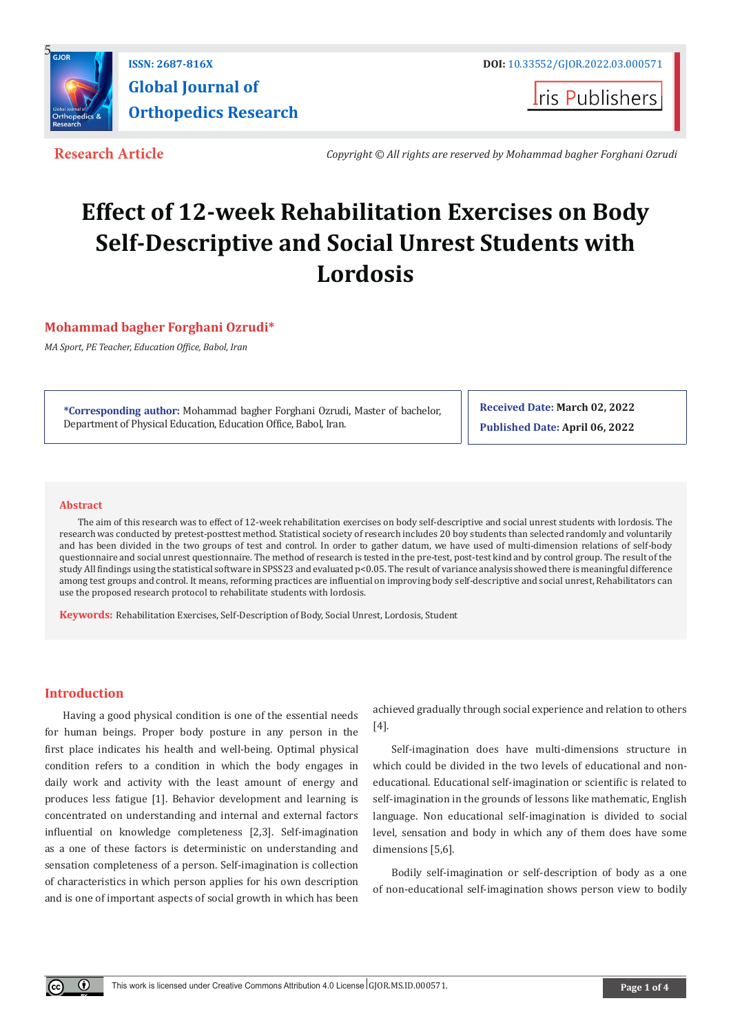Research Article

Copyright © All rights are reserved by Mohammad bagher Forghani Ozrudi

# Effect of 12-week Rehabilitation Exercises on Body Self-Descriptive and Social Unrest Students with Lordosis

**Mohammad bagher Forghani Ozrudi***

*MA Sport, PE Teacher, Education Office, Babol, Iran*

**\*Corresponding author:** Mohammad bagher Forghani Ozrudi, Master of bachelor, Department of Physical Education, Education Office, Babol, Iran.

**Received Date:** March 02, 2022

**Published Date:** April 06, 2022

## Abstract

The aim of this research was to effect of 12-week rehabilitation exercises on body self-descriptive and social unrest students with lordosis. The research was conducted by pretest-posttest method. Statistical society of research includes 20 boy students than selected randomly and voluntarily and has been divided in the two groups of test and control. In order to gather datum, we have used of multi-dimension relations of self-body questionnaire and social unrest questionnaire. The method of research is tested in the pre-test, post-test kind and by control group. The result of the study All findings using the statistical software in SPSS23 and evaluated $p<0.05$. The result of variance analysis showed there is meaningful difference among test groups and control. It means, reforming practices are influential on improving body self-descriptive and social unrest, Rehabilitators can use the proposed research protocol to rehabilitate students with lordosis.

**Keywords:** Rehabilitation Exercises, Self-Description of Body, Social Unrest, Lordosis, Student

## Introduction

Having a good physical condition is one of the essential needs for human beings. Proper body posture in any person in the first place indicates his health and well-being. Optimal physical condition refers to a condition in which the body engages in daily work and activity with the least amount of energy and produces less fatigue [1]. Behavior development and learning is concentrated on understanding and internal and external factors influential on knowledge completeness [2,3]. Self-imagination as a one of these factors is deterministic on understanding and sensation completeness of a person. Self-imagination is collection of characteristics in which person applies for his own description and is one of important aspects of social growth in which has been achieved gradually through social experience and relation to others [4].

Self-imagination does have multi-dimensions structure in which could be divided in the two levels of educational and non-educational. Educational self-imagination or scientific is related to self-imagination in the grounds of lessons like mathematic, English language. Non educational self-imagination is divided to social level, sensation and body in which any of them does have some dimensions [5,6].

Bodily self-imagination or self-description of body as a one of non-educational self-imagination shows person view to bodily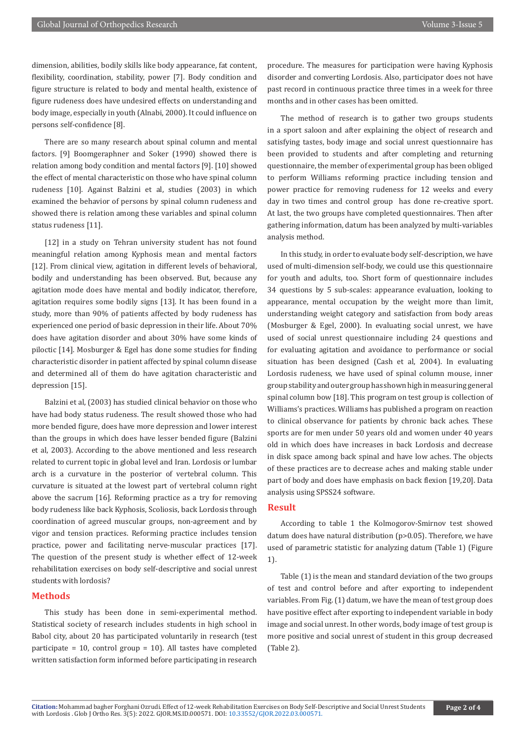dimension, abilities, bodily skills like body appearance, fat content, flexibility, coordination, stability, power [7]. Body condition and figure structure is related to body and mental health, existence of figure rudeness does have undesired effects on understanding and body image, especially in youth (Alnabi, 2000). It could influence on persons self-confidence [8].

There are so many research about spinal column and mental factors. [9] Boomgeraphner and Soker (1990) showed there is relation among body condition and mental factors [9]. [10] showed the effect of mental characteristic on those who have spinal column rudeness [10]. Against Balzini et al, studies (2003) in which examined the behavior of persons by spinal column rudeness and showed there is relation among these variables and spinal column status rudeness [11].

[12] in a study on Tehran university student has not found meaningful relation among Kyphosis mean and mental factors [12]. From clinical view, agitation in different levels of behavioral, bodily and understanding has been observed. But, because any agitation mode does have mental and bodily indicator, therefore, agitation requires some bodily signs [13]. It has been found in a study, more than 90% of patients affected by body rudeness has experienced one period of basic depression in their life. About 70% does have agitation disorder and about 30% have some kinds of piloctic [14]. Mosburger & Egel has done some studies for finding characteristic disorder in patient affected by spinal column disease and determined all of them do have agitation characteristic and depression [15].

Balzini et al, (2003) has studied clinical behavior on those who have had body status rudeness. The result showed those who had more bended figure, does have more depression and lower interest than the groups in which does have lesser bended figure (Balzini et al, 2003). According to the above mentioned and less research related to current topic in global level and Iran. Lordosis or lumbar arch is a curvature in the posterior of vertebral column. This curvature is situated at the lowest part of vertebral column right above the sacrum [16]. Reforming practice as a try for removing body rudeness like back Kyphosis, Scoliosis, back Lordosis through coordination of agreed muscular groups, non-agreement and by vigor and tension practices. Reforming practice includes tension practice, power and facilitating nerve-muscular practices [17]. The question of the present study is whether effect of 12-week rehabilitation exercises on body self-descriptive and social unrest students with lordosis?

## Methods

This study has been done in semi-experimental method. Statistical society of research includes students in high school in Babol city, about 20 has participated voluntarily in research (test participate = 10, control group = 10). All tastes have completed written satisfaction form informed before participating in research procedure. The measures for participation were having Kyphosis disorder and converting Lordosis. Also, participator does not have past record in continuous practice three times in a week for three months and in other cases has been omitted.

The method of research is to gather two groups students in a sport saloon and after explaining the object of research and satisfying tastes, body image and social unrest questionnaire has been provided to students and after completing and returning questionnaire, the member of experimental group has been obliged to perform Williams reforming practice including tension and power practice for removing rudeness for 12 weeks and every day in two times and control group has done re-creative sport. At last, the two groups have completed questionnaires. Then after gathering information, datum has been analyzed by multi-variables analysis method.

In this study, in order to evaluate body self-description, we have used of multi-dimension self-body, we could use this questionnaire for youth and adults, too. Short form of questionnaire includes 34 questions by 5 sub-scales: appearance evaluation, looking to appearance, mental occupation by the weight more than limit, understanding weight category and satisfaction from body areas (Mosburger & Egel, 2000). In evaluating social unrest, we have used of social unrest questionnaire including 24 questions and for evaluating agitation and avoidance to performance or social situation has been designed (Cash et al, 2004). In evaluating Lordosis rudeness, we have used of spinal column mouse, inner group stability and outer group has shown high in measuring general spinal column bow [18]. This program on test group is collection of Williams's practices. Williams has published a program on reaction to clinical observance for patients by chronic back aches. These sports are for men under 50 years old and women under 40 years old in which does have increases in back Lordosis and decrease in disk space among back spinal and have low aches. The objects of these practices are to decrease aches and making stable under part of body and does have emphasis on back flexion [19,20]. Data analysis using SPSS24 software.

## Result

According to table 1 the Kolmogorov-Smirnov test showed datum does have natural distribution ($p>0.05$). Therefore, we have used of parametric statistic for analyzing datum (Table 1) (Figure 1).

Table (1) is the mean and standard deviation of the two groups of test and control before and after exporting to independent variables. From Fig. (1) datum, we have the mean of test group does have positive effect after exporting to independent variable in body image and social unrest. In other words, body image of test group is more positive and social unrest of student in this group decreased (Table 2).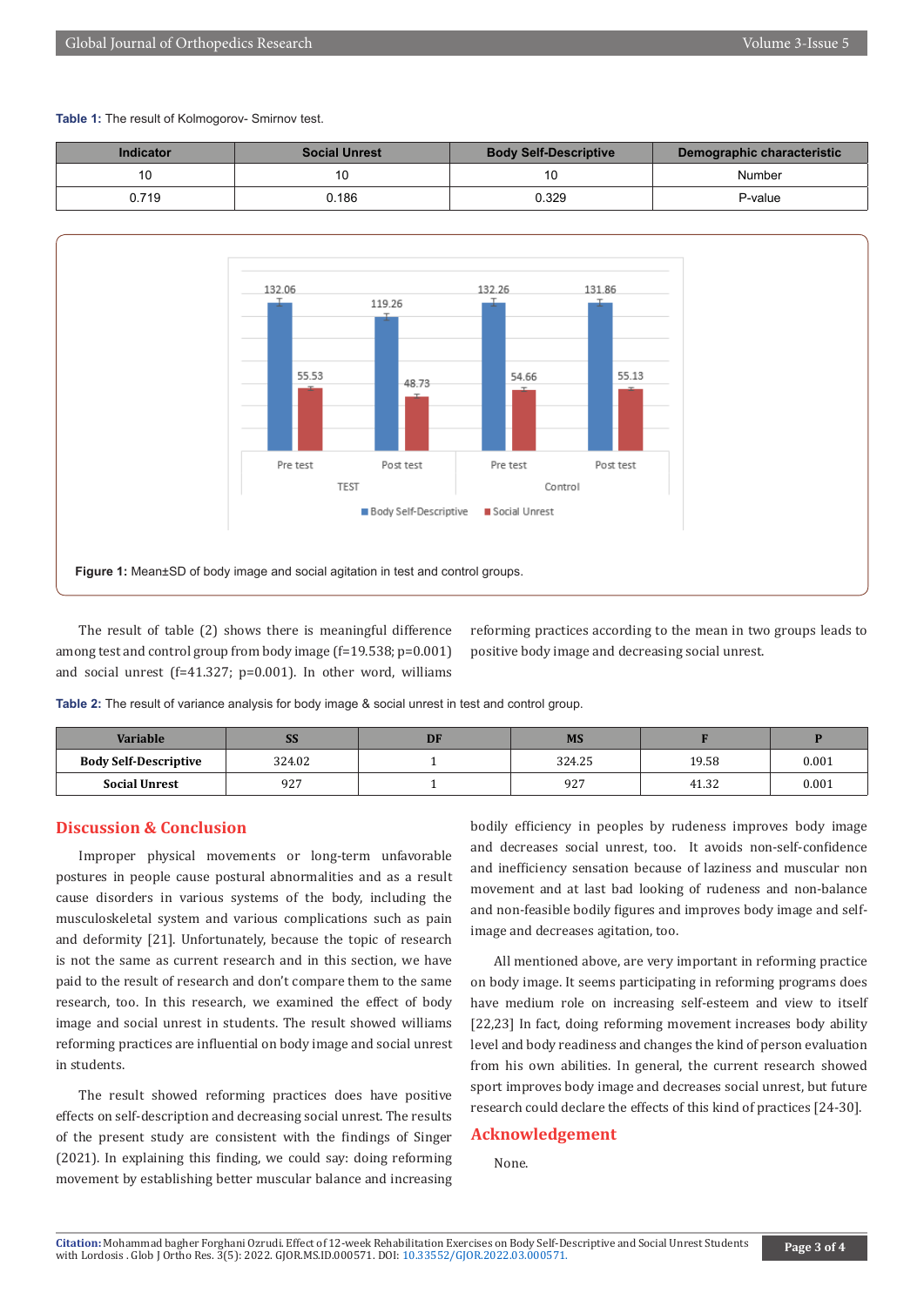**Table 1:** The result of Kolmogorov- Smirnov test.

| Indicator | Social Unrest | Body Self-Descriptive | Demographic characteristic |
|---|---|---|---|
| 10 | 10 | 10 | Number |
| 0.719 | 0.186 | 0.329 | P-value |

**Figure 1:** Mean±SD of body image and social agitation in test and control groups.

The result of table (2) shows there is meaningful difference among test and control group from body image (f=19.538; p=0.001) and social unrest (f=41.327; p=0.001). In other word, williams reforming practices according to the mean in two groups leads to positive body image and decreasing social unrest.

**Table 2:** The result of variance analysis for body image & social unrest in test and control group.

| Variable | SS | DF | MS | F | P |
|---|---|---|---|---|---|
| **Body Self-Descriptive** | 324.02 | 1 | 324.25 | 19.58 | 0.001 |
| **Social Unrest** | 927 | 1 | 927 | 41.32 | 0.001 |

## Discussion & Conclusion

Improper physical movements or long-term unfavorable postures in people cause postural abnormalities and as a result cause disorders in various systems of the body, including the musculoskeletal system and various complications such as pain and deformity [21]. Unfortunately, because the topic of research is not the same as current research and in this section, we have paid to the result of research and don't compare them to the same research, too. In this research, we examined the effect of body image and social unrest in students. The result showed williams reforming practices are influential on body image and social unrest in students.

The result showed reforming practices does have positive effects on self-description and decreasing social unrest. The results of the present study are consistent with the findings of Singer (2021). In explaining this finding, we could say: doing reforming movement by establishing better muscular balance and increasing bodily efficiency in peoples by rudeness improves body image and decreases social unrest, too. It avoids non-self-confidence and inefficiency sensation because of laziness and muscular non movement and at last bad looking of rudeness and non-balance and non-feasible bodily figures and improves body image and self-image and decreases agitation, too.

All mentioned above, are very important in reforming practice on body image. It seems participating in reforming programs does have medium role on increasing self-esteem and view to itself [22,23] In fact, doing reforming movement increases body ability level and body readiness and changes the kind of person evaluation from his own abilities. In general, the current research showed sport improves body image and decreases social unrest, but future research could declare the effects of this kind of practices [24-30].

## Acknowledgement

None.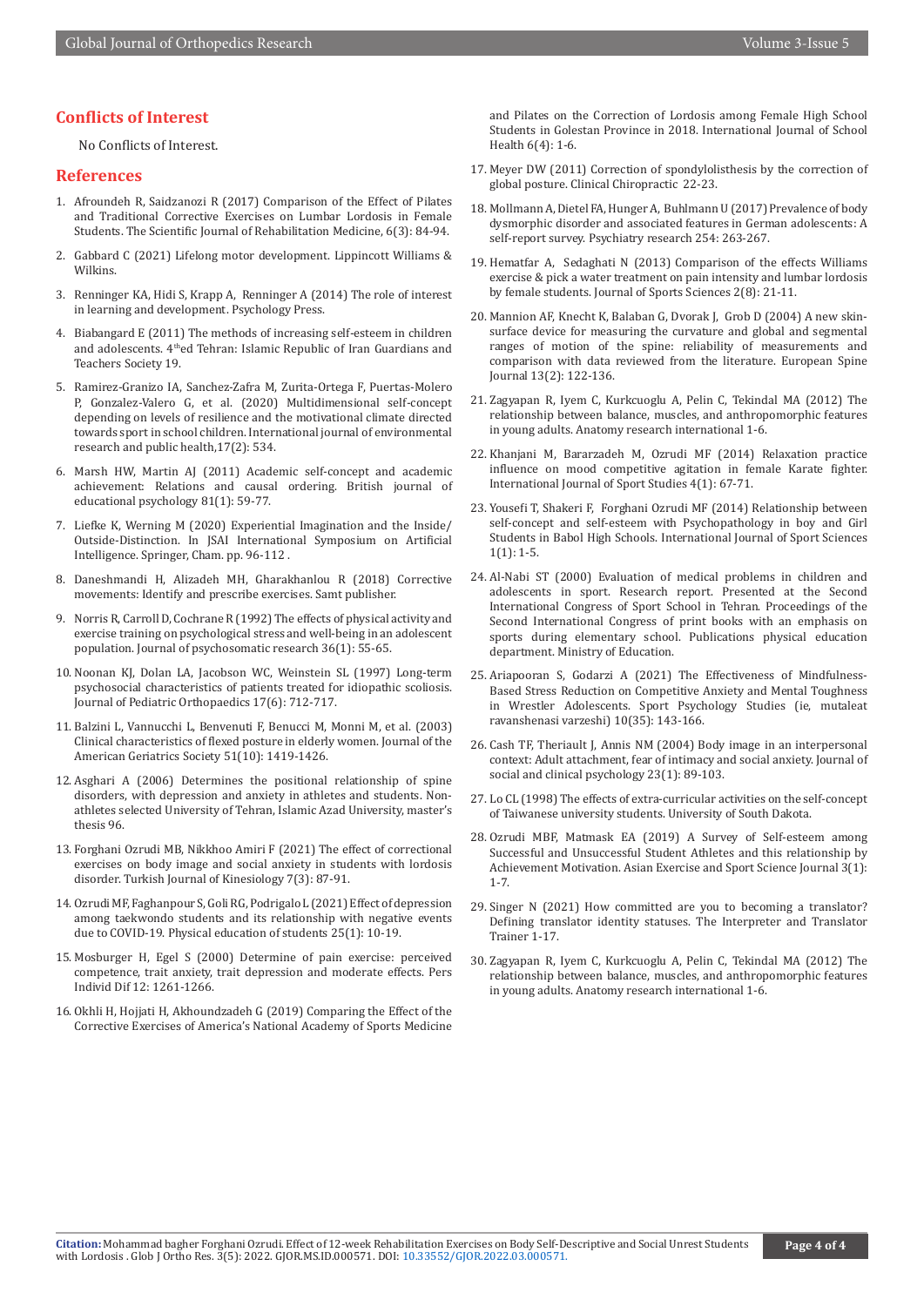## Conflicts of Interest

No Conflicts of Interest.

## References

1. Afroundeh R, Saidzanozi R (2017) Comparison of the Effect of Pilates and Traditional Corrective Exercises on Lumbar Lordosis in Female Students. The Scientific Journal of Rehabilitation Medicine, 6(3): 84-94.
2. Gabbard C (2021) Lifelong motor development. Lippincott Williams & Wilkins.
3. Renninger KA, Hidi S, Krapp A, Renninger A (2014) The role of interest in learning and development. Psychology Press.
4. Biabangard E (2011) The methods of increasing self-esteem in children and adolescents. 4thed Tehran: Islamic Republic of Iran Guardians and Teachers Society 19.
5. Ramirez-Granizo IA, Sanchez-Zafra M, Zurita-Ortega F, Puertas-Molero P, Gonzalez-Valero G, et al. (2020) Multidimensional self-concept depending on levels of resilience and the motivational climate directed towards sport in school children. International journal of environmental research and public health,17(2): 534.
6. Marsh HW, Martin AJ (2011) Academic self-concept and academic achievement: Relations and causal ordering. British journal of educational psychology 81(1): 59-77.
7. Liefke K, Werning M (2020) Experiential Imagination and the Inside/Outside-Distinction. In JSAI International Symposium on Artificial Intelligence. Springer, Cham. pp. 96-112 .
8. Daneshmandi H, Alizadeh MH, Gharakhanlou R (2018) Corrective movements: Identify and prescribe exercises. Samt publisher.
9. Norris R, Carroll D, Cochrane R (1992) The effects of physical activity and exercise training on psychological stress and well-being in an adolescent population. Journal of psychosomatic research 36(1): 55-65.
10. Noonan KJ, Dolan LA, Jacobson WC, Weinstein SL (1997) Long-term psychosocial characteristics of patients treated for idiopathic scoliosis. Journal of Pediatric Orthopaedics 17(6): 712-717.
11. Balzini L, Vannucchi L, Benvenuti F, Benucci M, Monni M, et al. (2003) Clinical characteristics of flexed posture in elderly women. Journal of the American Geriatrics Society 51(10): 1419-1426.
12. Asghari A (2006) Determines the positional relationship of spine disorders, with depression and anxiety in athletes and students. Non-athletes selected University of Tehran, Islamic Azad University, master's thesis 96.
13. Forghani Ozrudi MB, Nikkhoo Amiri F (2021) The effect of correctional exercises on body image and social anxiety in students with lordosis disorder. Turkish Journal of Kinesiology 7(3): 87-91.
14. Ozrudi MF, Faghanpour S, Goli RG, Podrigalo L (2021) Effect of depression among taekwondo students and its relationship with negative events due to COVID-19. Physical education of students 25(1): 10-19.
15. Mosburger H, Egel S (2000) Determine of pain exercise: perceived competence, trait anxiety, trait depression and moderate effects. Pers Individ Dif 12: 1261-1266.
16. Okhli H, Hojjati H, Akhoundzadeh G (2019) Comparing the Effect of the Corrective Exercises of America's National Academy of Sports Medicine and Pilates on the Correction of Lordosis among Female High School Students in Golestan Province in 2018. International Journal of School Health 6(4): 1-6.
17. Meyer DW (2011) Correction of spondylolisthesis by the correction of global posture. Clinical Chiropractic 22-23.
18. Mollmann A, Dietel FA, Hunger A, Buhlmann U (2017) Prevalence of body dysmorphic disorder and associated features in German adolescents: A self-report survey. Psychiatry research 254: 263-267.
19. Hematfar A, Sedaghati N (2013) Comparison of the effects Williams exercise & pick a water treatment on pain intensity and lumbar lordosis by female students. Journal of Sports Sciences 2(8): 21-11.
20. Mannion AF, Knecht K, Balaban G, Dvorak J, Grob D (2004) A new skin-surface device for measuring the curvature and global and segmental ranges of motion of the spine: reliability of measurements and comparison with data reviewed from the literature. European Spine Journal 13(2): 122-136.
21. Zagyapan R, Iyem C, Kurkcuoglu A, Pelin C, Tekindal MA (2012) The relationship between balance, muscles, and anthropomorphic features in young adults. Anatomy research international 1-6.
22. Khanjani M, Bararzadeh M, Ozrudi MF (2014) Relaxation practice influence on mood competitive agitation in female Karate fighter. International Journal of Sport Studies 4(1): 67-71.
23. Yousefi T, Shakeri F, Forghani Ozrudi MF (2014) Relationship between self-concept and self-esteem with Psychopathology in boy and Girl Students in Babol High Schools. International Journal of Sport Sciences 1(1): 1-5.
24. Al-Nabi ST (2000) Evaluation of medical problems in children and adolescents in sport. Research report. Presented at the Second International Congress of Sport School in Tehran. Proceedings of the Second International Congress of print books with an emphasis on sports during elementary school. Publications physical education department. Ministry of Education.
25. Ariapooran S, Godarzi A (2021) The Effectiveness of Mindfulness-Based Stress Reduction on Competitive Anxiety and Mental Toughness in Wrestler Adolescents. Sport Psychology Studies (ie, mutaleat ravanshenasi varzeshi) 10(35): 143-166.
26. Cash TF, Theriault J, Annis NM (2004) Body image in an interpersonal context: Adult attachment, fear of intimacy and social anxiety. Journal of social and clinical psychology 23(1): 89-103.
27. Lo CL (1998) The effects of extra-curricular activities on the self-concept of Taiwanese university students. University of South Dakota.
28. Ozrudi MBF, Matmask EA (2019) A Survey of Self-esteem among Successful and Unsuccessful Student Athletes and this relationship by Achievement Motivation. Asian Exercise and Sport Science Journal 3(1): 1-7.
29. Singer N (2021) How committed are you to becoming a translator? Defining translator identity statuses. The Interpreter and Translator Trainer 1-17.
30. Zagyapan R, Iyem C, Kurkcuoglu A, Pelin C, Tekindal MA (2012) The relationship between balance, muscles, and anthropomorphic features in young adults. Anatomy research international 1-6.